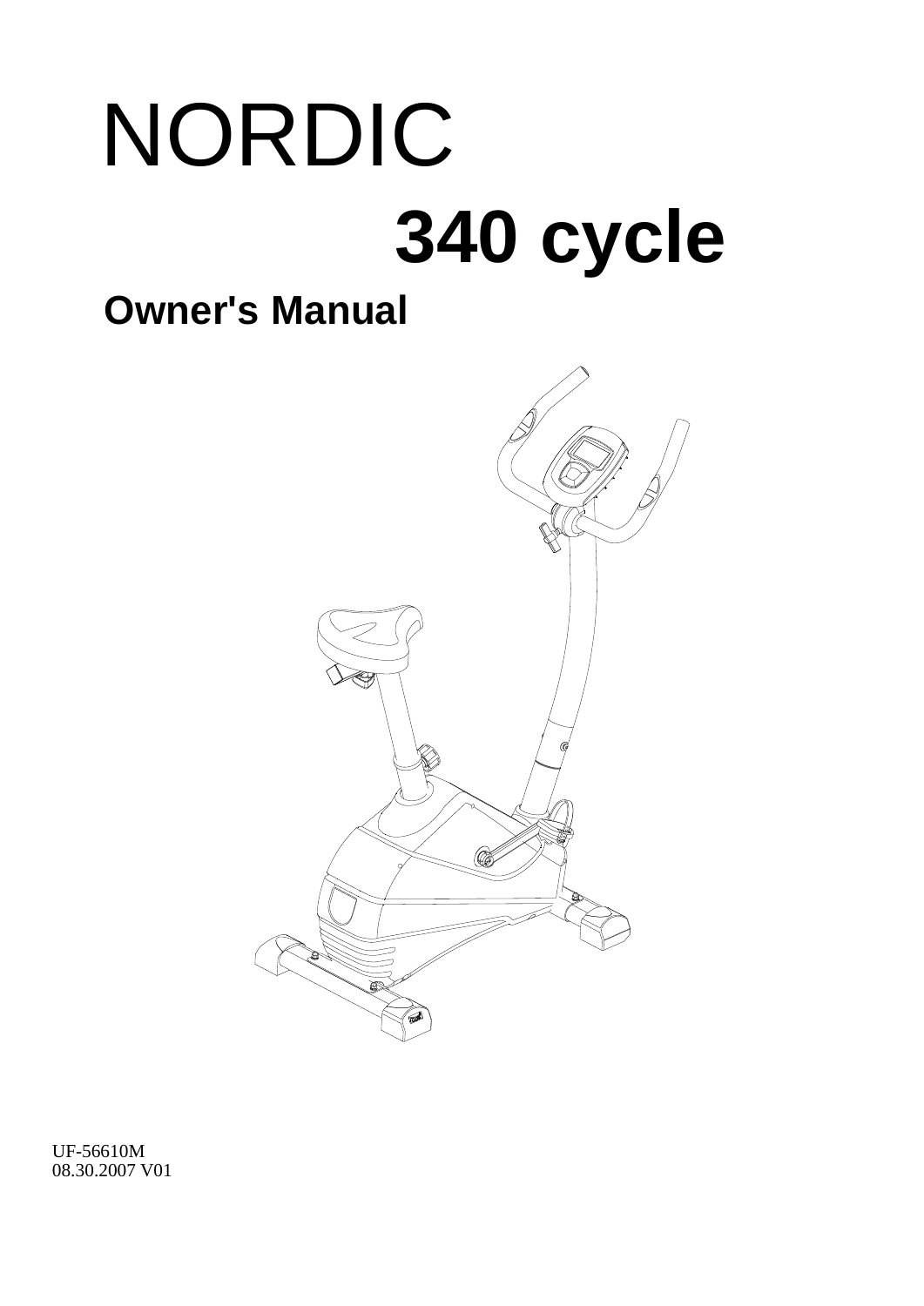# NORDIC

# 340 cycle

## Owner's Manual

UF-56610M
08.30.2007 V01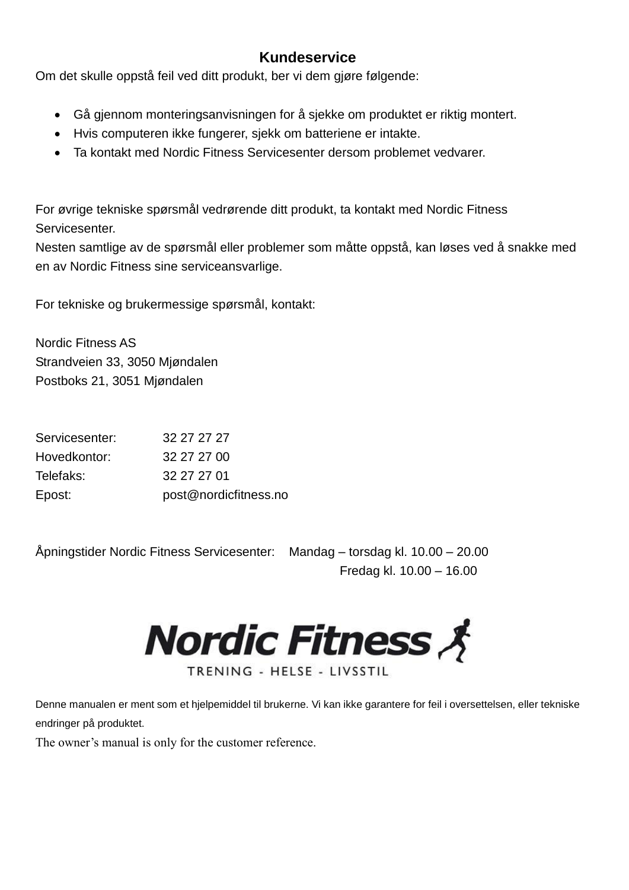## Kundeservice

Om det skulle oppstå feil ved ditt produkt, ber vi dem gjøre følgende:

- Gå gjennom monteringsanvisningen for å sjekke om produktet er riktig montert.
- Hvis computeren ikke fungerer, sjekk om batteriene er intakte.
- Ta kontakt med Nordic Fitness Servicesenter dersom problemet vedvarer.

For øvrige tekniske spørsmål vedrørende ditt produkt, ta kontakt med Nordic Fitness Servicesenter.
Nesten samtlige av de spørsmål eller problemer som måtte oppstå, kan løses ved å snakke med en av Nordic Fitness sine serviceansvarlige.

For tekniske og brukermessige spørsmål, kontakt:

Nordic Fitness AS
Strandveien 33, 3050 Mjøndalen
Postboks 21, 3051 Mjøndalen

| | |
|---|---|
| Servicesenter: | 32 27 27 27 |
| Hovedkontor: | 32 27 27 00 |
| Telefaks: | 32 27 27 01 |
| Epost: | post@nordicfitness.no |

Åpningstider Nordic Fitness Servicesenter: Mandag – torsdag kl. 10.00 – 20.00
Fredag kl. 10.00 – 16.00

Nordic Fitness
TRENING - HELSE - LIVSSTIL

Denne manualen er ment som et hjelpemiddel til brukerne. Vi kan ikke garantere for feil i oversettelsen, eller tekniske endringer på produktet.

The owner's manual is only for the customer reference.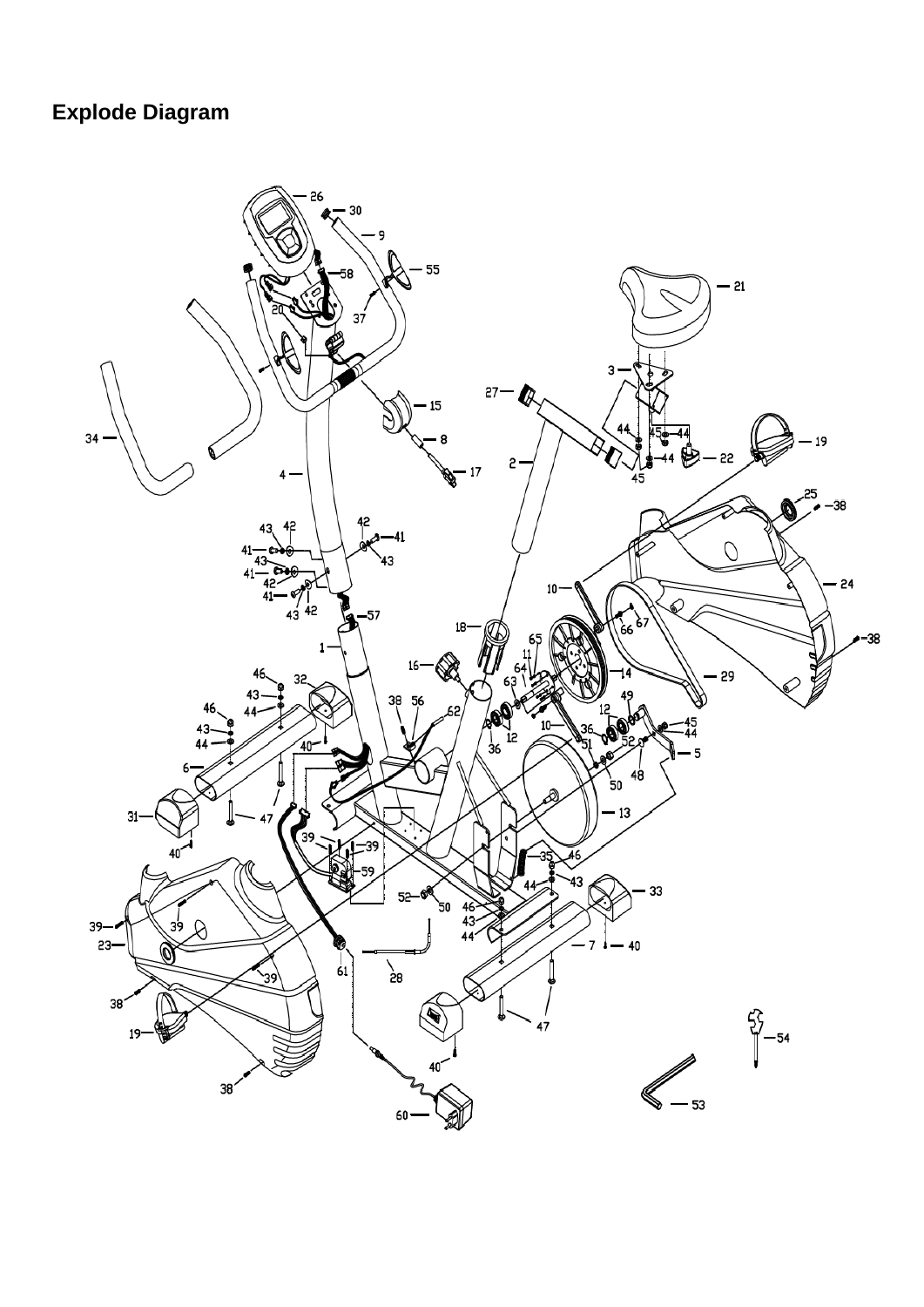# Explode Diagram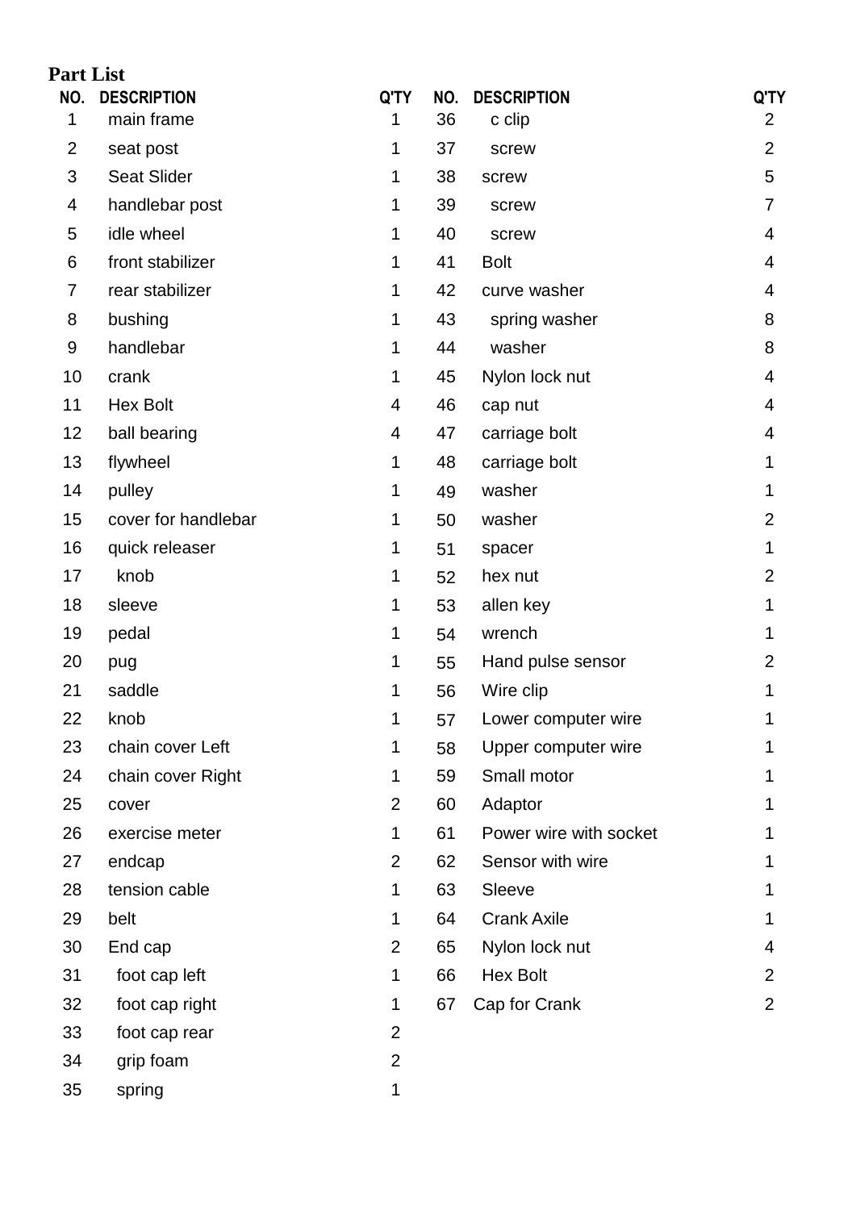## Part List

| NO. | DESCRIPTION | Q'TY | NO. | DESCRIPTION | Q'TY |
|---|---|---|---|---|---|
| 1 | main frame | 1 | 36 | c clip | 2 |
| 2 | seat post | 1 | 37 | screw | 2 |
| 3 | Seat Slider | 1 | 38 | screw | 5 |
| 4 | handlebar post | 1 | 39 | screw | 7 |
| 5 | idle wheel | 1 | 40 | screw | 4 |
| 6 | front stabilizer | 1 | 41 | Bolt | 4 |
| 7 | rear stabilizer | 1 | 42 | curve washer | 4 |
| 8 | bushing | 1 | 43 | spring washer | 8 |
| 9 | handlebar | 1 | 44 | washer | 8 |
| 10 | crank | 1 | 45 | Nylon lock nut | 4 |
| 11 | Hex Bolt | 4 | 46 | cap nut | 4 |
| 12 | ball bearing | 4 | 47 | carriage bolt | 4 |
| 13 | flywheel | 1 | 48 | carriage bolt | 1 |
| 14 | pulley | 1 | 49 | washer | 1 |
| 15 | cover for handlebar | 1 | 50 | washer | 2 |
| 16 | quick releaser | 1 | 51 | spacer | 1 |
| 17 | knob | 1 | 52 | hex nut | 2 |
| 18 | sleeve | 1 | 53 | allen key | 1 |
| 19 | pedal | 1 | 54 | wrench | 1 |
| 20 | pug | 1 | 55 | Hand pulse sensor | 2 |
| 21 | saddle | 1 | 56 | Wire clip | 1 |
| 22 | knob | 1 | 57 | Lower computer wire | 1 |
| 23 | chain cover Left | 1 | 58 | Upper computer wire | 1 |
| 24 | chain cover Right | 1 | 59 | Small motor | 1 |
| 25 | cover | 2 | 60 | Adaptor | 1 |
| 26 | exercise meter | 1 | 61 | Power wire with socket | 1 |
| 27 | endcap | 2 | 62 | Sensor with wire | 1 |
| 28 | tension cable | 1 | 63 | Sleeve | 1 |
| 29 | belt | 1 | 64 | Crank Axile | 1 |
| 30 | End cap | 2 | 65 | Nylon lock nut | 4 |
| 31 | foot cap left | 1 | 66 | Hex Bolt | 2 |
| 32 | foot cap right | 1 | 67 | Cap for Crank | 2 |
| 33 | foot cap rear | 2 | | | |
| 34 | grip foam | 2 | | | |
| 35 | spring | 1 | | | |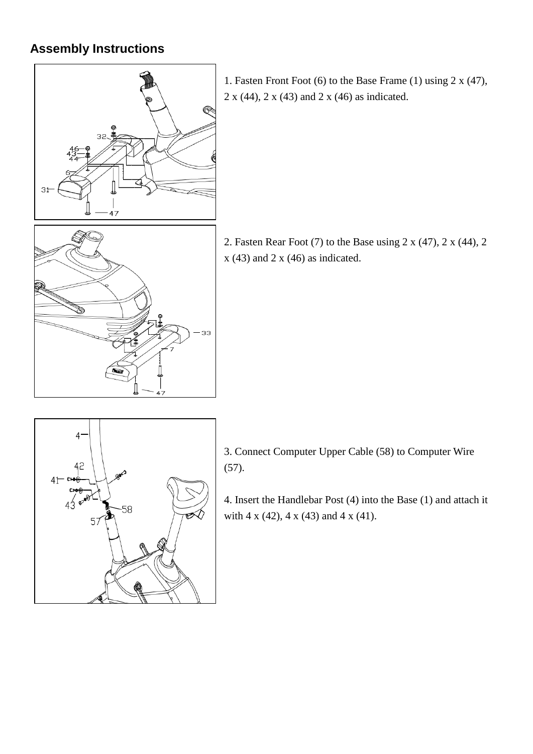## Assembly Instructions

1. Fasten Front Foot (6) to the Base Frame (1) using 2 x (47), 2 x (44), 2 x (43) and 2 x (46) as indicated.

2. Fasten Rear Foot (7) to the Base using 2 x (47), 2 x (44), 2 x (43) and 2 x (46) as indicated.

3. Connect Computer Upper Cable (58) to Computer Wire (57).

4. Insert the Handlebar Post (4) into the Base (1) and attach it with 4 x (42), 4 x (43) and 4 x (41).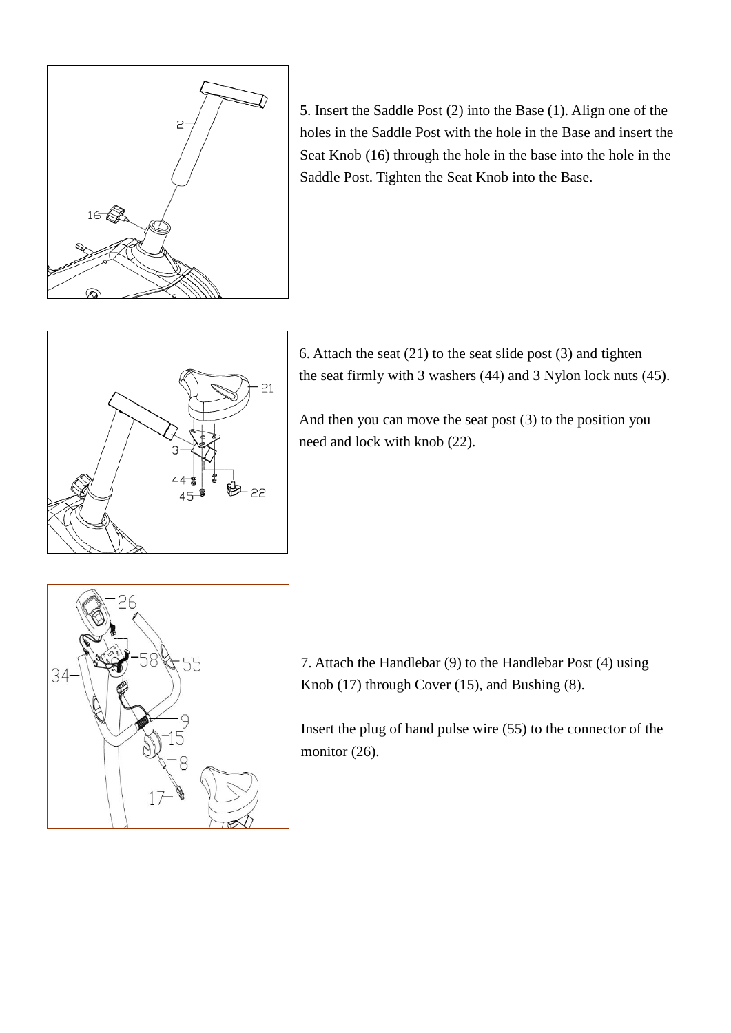5. Insert the Saddle Post (2) into the Base (1). Align one of the holes in the Saddle Post with the hole in the Base and insert the Seat Knob (16) through the hole in the base into the hole in the Saddle Post. Tighten the Seat Knob into the Base.

6. Attach the seat (21) to the seat slide post (3) and tighten the seat firmly with 3 washers (44) and 3 Nylon lock nuts (45).

And then you can move the seat post (3) to the position you need and lock with knob (22).

7. Attach the Handlebar (9) to the Handlebar Post (4) using Knob (17) through Cover (15), and Bushing (8).

Insert the plug of hand pulse wire (55) to the connector of the monitor (26).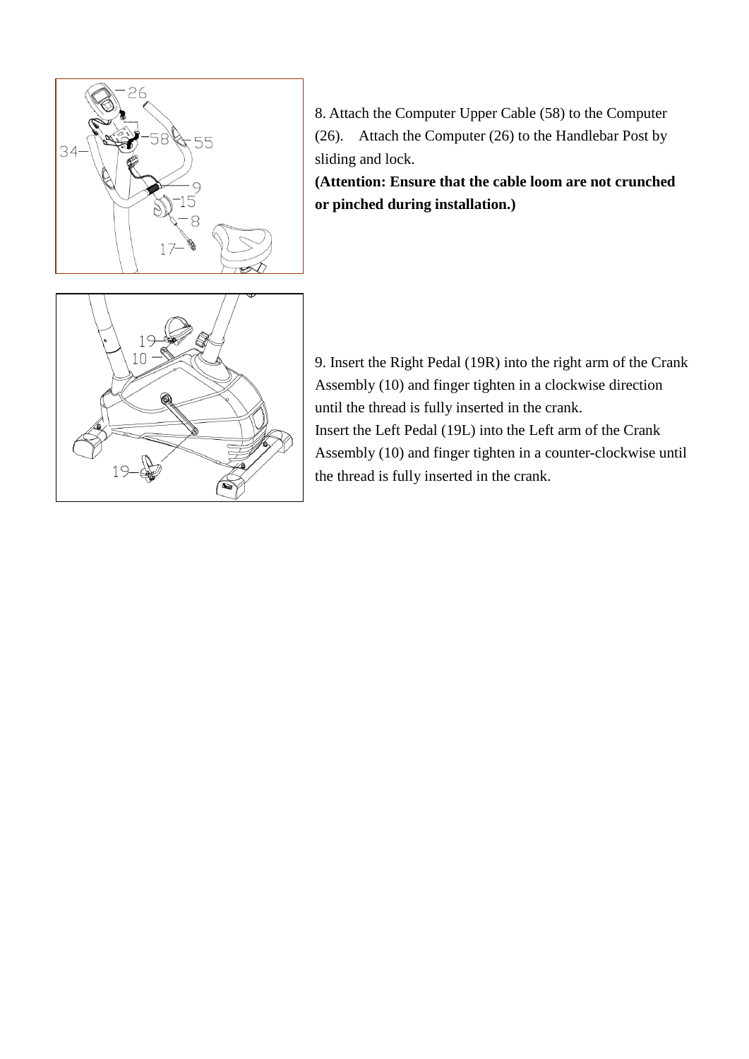8. Attach the Computer Upper Cable (58) to the Computer (26). Attach the Computer (26) to the Handlebar Post by sliding and lock.

**(Attention: Ensure that the cable loom are not crunched or pinched during installation.)**

9. Insert the Right Pedal (19R) into the right arm of the Crank Assembly (10) and finger tighten in a clockwise direction until the thread is fully inserted in the crank.

Insert the Left Pedal (19L) into the Left arm of the Crank Assembly (10) and finger tighten in a counter-clockwise until the thread is fully inserted in the crank.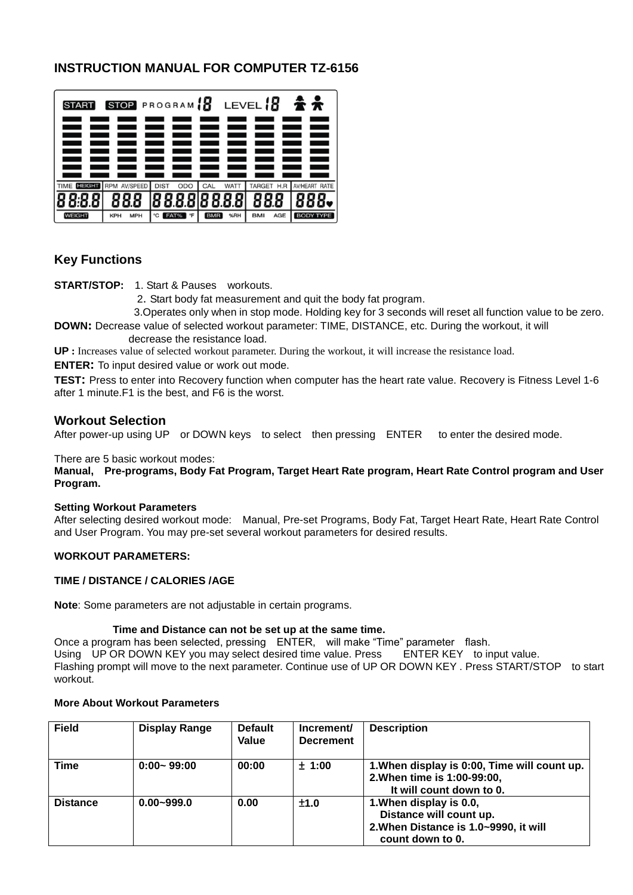## INSTRUCTION MANUAL FOR COMPUTER TZ-6156

### Key Functions

**START/STOP:** 1. Start & Pauses workouts.
2. Start body fat measurement and quit the body fat program.
3. Operates only when in stop mode. Holding key for 3 seconds will reset all function value to be zero.

**DOWN:** Decrease value of selected workout parameter: TIME, DISTANCE, etc. During the workout, it will decrease the resistance load.

**UP :** Increases value of selected workout parameter. During the workout, it will increase the resistance load.

**ENTER:** To input desired value or work out mode.

**TEST:** Press to enter into Recovery function when computer has the heart rate value. Recovery is Fitness Level 1-6 after 1 minute.F1 is the best, and F6 is the worst.

### Workout Selection

After power-up using UP or DOWN keys to select then pressing ENTER to enter the desired mode.

There are 5 basic workout modes:
**Manual, Pre-programs, Body Fat Program, Target Heart Rate program, Heart Rate Control program and User Program.**

**Setting Workout Parameters**
After selecting desired workout mode: Manual, Pre-set Programs, Body Fat, Target Heart Rate, Heart Rate Control and User Program. You may pre-set several workout parameters for desired results.

**WORKOUT PARAMETERS:**

**TIME / DISTANCE / CALORIES /AGE**

**Note**: Some parameters are not adjustable in certain programs.

**Time and Distance can not be set up at the same time.**
Once a program has been selected, pressing ENTER, will make “Time” parameter flash.
Using UP OR DOWN KEY you may select desired time value. Press ENTER KEY to input value.
Flashing prompt will move to the next parameter. Continue use of UP OR DOWN KEY . Press START/STOP to start workout.

**More About Workout Parameters**

| Field | Display Range | Default Value | Increment/ Decrement | Description |
|---|---|---|---|---|
| Time | 0:00~ 99:00 | 00:00 | ± 1:00 | 1.When display is 0:00, Time will count up. 2.When time is 1:00-99:00, It will count down to 0. |
| Distance | 0.00~999.0 | 0.00 | ±1.0 | 1.When display is 0.0, Distance will count up. 2.When Distance is 1.0~9990, it will count down to 0. |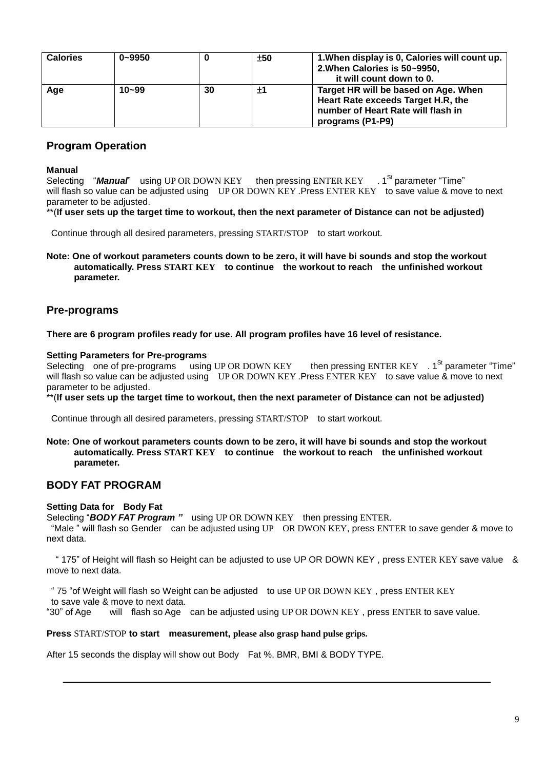| Calories | 0~9950 | 0 | ±50 | 1.When display is 0, Calories will count up.<br>2.When Calories is 50~9950, it will count down to 0. |
|---|---|---|---|---|
| Age | 10~99 | 30 | ±1 | Target HR will be based on Age. When Heart Rate exceeds Target H.R, the number of Heart Rate will flash in programs (P1-P9) |

## Program Operation

**Manual**

Selecting "***Manual***" using UP OR DOWN KEY then pressing ENTER KEY . 1[St] parameter "Time" will flash so value can be adjusted using UP OR DOWN KEY .Press ENTER KEY to save value & move to next parameter to be adjusted.

**(If user sets up the target time to workout, then the next parameter of Distance can not be adjusted)

Continue through all desired parameters, pressing START/STOP to start workout.

**Note: One of workout parameters counts down to be zero, it will have bi sounds and stop the workout automatically. Press START KEY to continue the workout to reach the unfinished workout parameter.**

## Pre-programs

**There are 6 program profiles ready for use. All program profiles have 16 level of resistance.**

**Setting Parameters for Pre-programs**

Selecting one of pre-programs using UP OR DOWN KEY then pressing ENTER KEY . 1[St] parameter "Time" will flash so value can be adjusted using UP OR DOWN KEY .Press ENTER KEY to save value & move to next parameter to be adjusted.

**(If user sets up the target time to workout, then the next parameter of Distance can not be adjusted)

Continue through all desired parameters, pressing START/STOP to start workout.

**Note: One of workout parameters counts down to be zero, it will have bi sounds and stop the workout automatically. Press START KEY to continue the workout to reach the unfinished workout parameter.**

## BODY FAT PROGRAM

**Setting Data for Body Fat**

Selecting "***BODY FAT Program "*** using UP OR DOWN KEY then pressing ENTER.

"Male " will flash so Gender can be adjusted using UP OR DWON KEY, press ENTER to save gender & move to next data.

" 175" of Height will flash so Height can be adjusted to use UP OR DOWN KEY , press ENTER KEY save value & move to next data.

" 75 "of Weight will flash so Weight can be adjusted to use UP OR DOWN KEY , press ENTER KEY to save vale & move to next data.

"30" of Age will flash so Age can be adjusted using UP OR DOWN KEY , press ENTER to save value.

**Press START/STOP to start measurement, please also grasp hand pulse grips.**

After 15 seconds the display will show out Body Fat %, BMR, BMI & BODY TYPE.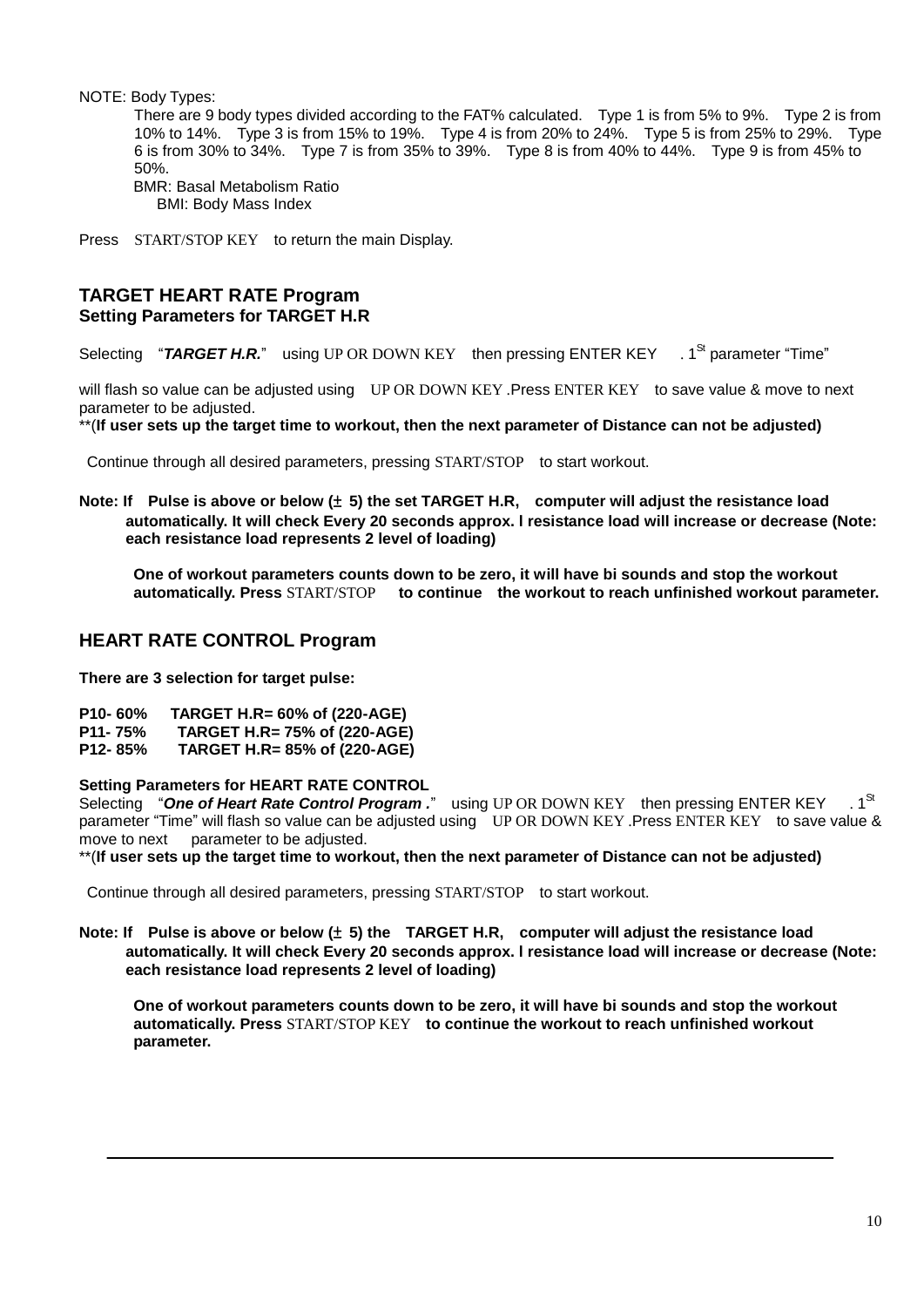NOTE: Body Types:

There are 9 body types divided according to the FAT% calculated. Type 1 is from 5% to 9%. Type 2 is from 10% to 14%. Type 3 is from 15% to 19%. Type 4 is from 20% to 24%. Type 5 is from 25% to 29%. Type 6 is from 30% to 34%. Type 7 is from 35% to 39%. Type 8 is from 40% to 44%. Type 9 is from 45% to 50%.

BMR: Basal Metabolism Ratio

BMI: Body Mass Index

Press START/STOP KEY to return the main Display.

## TARGET HEART RATE Program

### Setting Parameters for TARGET H.R

Selecting "***TARGET H.R.***" using UP OR DOWN KEY then pressing ENTER KEY . 1St parameter "Time"

will flash so value can be adjusted using UP OR DOWN KEY .Press ENTER KEY to save value & move to next parameter to be adjusted.

**(**If user sets up the target time to workout, then the next parameter of Distance can not be adjusted)**

Continue through all desired parameters, pressing START/STOP to start workout.

**Note: If Pulse is above or below (± 5) the set TARGET H.R, computer will adjust the resistance load automatically. It will check Every 20 seconds approx. l resistance load will increase or decrease (Note: each resistance load represents 2 level of loading)**

**One of workout parameters counts down to be zero, it will have bi sounds and stop the workout automatically. Press** START/STOP **to continue the workout to reach unfinished workout parameter.**

## HEART RATE CONTROL Program

**There are 3 selection for target pulse:**

**P10- 60% TARGET H.R= 60% of (220-AGE)**
**P11- 75% TARGET H.R= 75% of (220-AGE)**
**P12- 85% TARGET H.R= 85% of (220-AGE)**

### Setting Parameters for HEART RATE CONTROL

Selecting "***One of Heart Rate Control Program .***" using UP OR DOWN KEY then pressing ENTER KEY . 1St parameter "Time" will flash so value can be adjusted using UP OR DOWN KEY .Press ENTER KEY to save value & move to next parameter to be adjusted.

**(**If user sets up the target time to workout, then the next parameter of Distance can not be adjusted)**

Continue through all desired parameters, pressing START/STOP to start workout.

**Note: If Pulse is above or below (± 5) the TARGET H.R, computer will adjust the resistance load automatically. It will check Every 20 seconds approx. l resistance load will increase or decrease (Note: each resistance load represents 2 level of loading)**

**One of workout parameters counts down to be zero, it will have bi sounds and stop the workout automatically. Press** START/STOP KEY **to continue the workout to reach unfinished workout parameter.**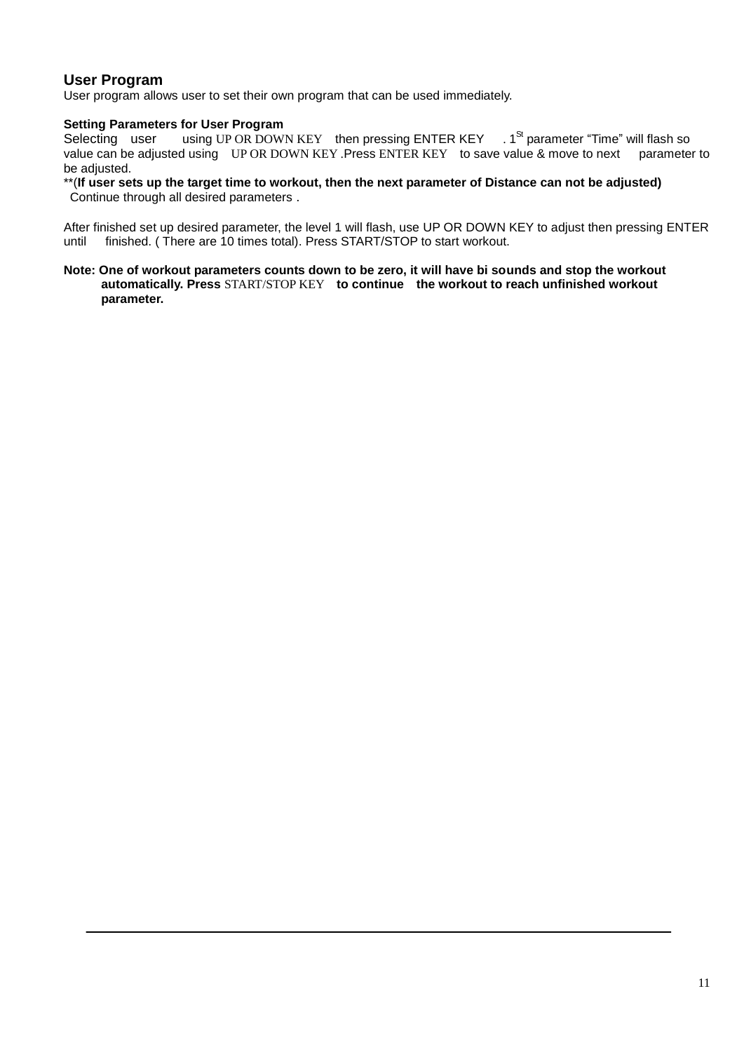## User Program

User program allows user to set their own program that can be used immediately.

### Setting Parameters for User Program

Selecting user using UP OR DOWN KEY then pressing ENTER KEY . 1st parameter "Time" will flash so value can be adjusted using UP OR DOWN KEY .Press ENTER KEY to save value & move to next parameter to be adjusted.

**(**If user sets up the target time to workout, then the next parameter of Distance can not be adjusted)**
Continue through all desired parameters .

After finished set up desired parameter, the level 1 will flash, use UP OR DOWN KEY to adjust then pressing ENTER until finished. ( There are 10 times total). Press START/STOP to start workout.

**Note: One of workout parameters counts down to be zero, it will have bi sounds and stop the workout automatically. Press** START/STOP KEY **to continue the workout to reach unfinished workout parameter.**